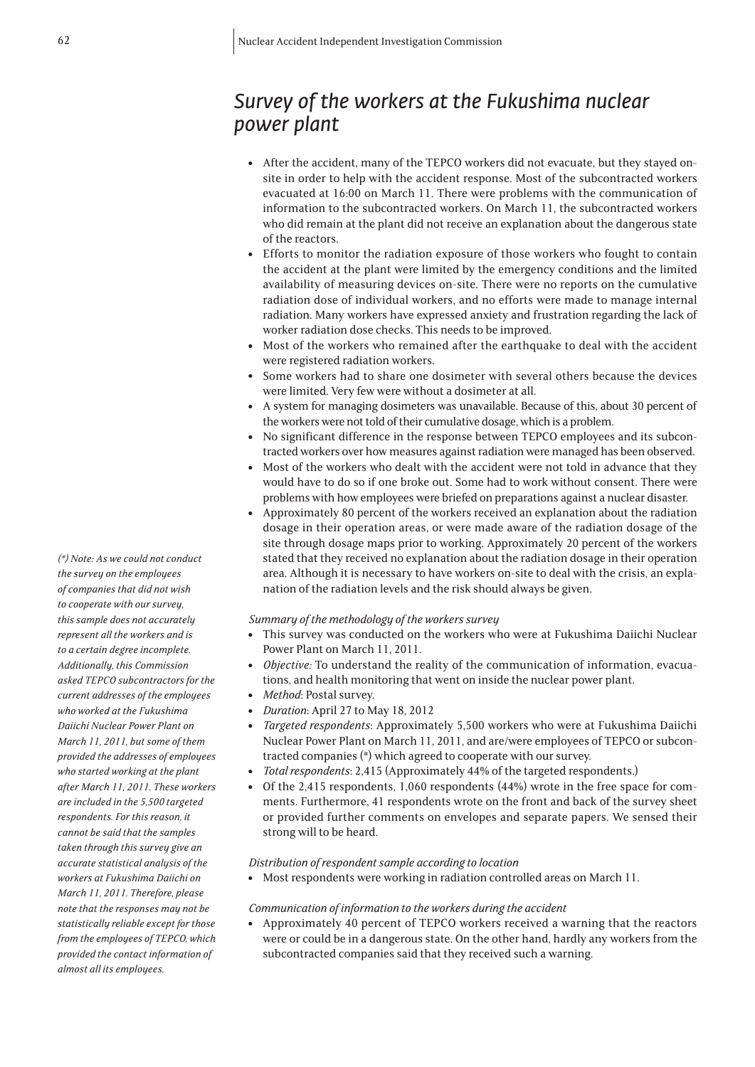# *Survey of the workers at the Fukushima nuclear power plant*

- After the accident, many of the TEPCO workers did not evacuate, but they stayed on-site in order to help with the accident response. Most of the subcontracted workers evacuated at 16:00 on March 11. There were problems with the communication of information to the subcontracted workers. On March 11, the subcontracted workers who did remain at the plant did not receive an explanation about the dangerous state of the reactors.
- Efforts to monitor the radiation exposure of those workers who fought to contain the accident at the plant were limited by the emergency conditions and the limited availability of measuring devices on-site. There were no reports on the cumulative radiation dose of individual workers, and no efforts were made to manage internal radiation. Many workers have expressed anxiety and frustration regarding the lack of worker radiation dose checks. This needs to be improved.
- Most of the workers who remained after the earthquake to deal with the accident were registered radiation workers.
- Some workers had to share one dosimeter with several others because the devices were limited. Very few were without a dosimeter at all.
- A system for managing dosimeters was unavailable. Because of this, about 30 percent of the workers were not told of their cumulative dosage, which is a problem.
- No significant difference in the response between TEPCO employees and its subcontracted workers over how measures against radiation were managed has been observed.
- Most of the workers who dealt with the accident were not told in advance that they would have to do so if one broke out. Some had to work without consent. There were problems with how employees were briefed on preparations against a nuclear disaster.
- Approximately 80 percent of the workers received an explanation about the radiation dosage in their operation areas, or were made aware of the radiation dosage of the site through dosage maps prior to working. Approximately 20 percent of the workers stated that they received no explanation about the radiation dosage in their operation area. Although it is necessary to have workers on-site to deal with the crisis, an explanation of the radiation levels and the risk should always be given.

*Summary of the methodology of the workers survey*

- This survey was conducted on the workers who were at Fukushima Daiichi Nuclear Power Plant on March 11, 2011.
- *Objective:* To understand the reality of the communication of information, evacuations, and health monitoring that went on inside the nuclear power plant.
- *Method*: Postal survey.
- *Duration*: April 27 to May 18, 2012
- *Targeted respondents*: Approximately 5,500 workers who were at Fukushima Daiichi Nuclear Power Plant on March 11, 2011, and are/were employees of TEPCO or subcontracted companies (*) which agreed to cooperate with our survey.
- *Total respondents*: 2,415 (Approximately 44% of the targeted respondents.)
- Of the 2,415 respondents, 1,060 respondents (44%) wrote in the free space for comments. Furthermore, 41 respondents wrote on the front and back of the survey sheet or provided further comments on envelopes and separate papers. We sensed their strong will to be heard.

*(*) Note: As we could not conduct the survey on the employees of companies that did not wish to cooperate with our survey, this sample does not accurately represent all the workers and is to a certain degree incomplete. Additionally, this Commission asked TEPCO subcontractors for the current addresses of the employees who worked at the Fukushima Daiichi Nuclear Power Plant on March 11, 2011, but some of them provided the addresses of employees who started working at the plant after March 11, 2011. These workers are included in the 5,500 targeted respondents. For this reason, it cannot be said that the samples taken through this survey give an accurate statistical analysis of the workers at Fukushima Daiichi on March 11, 2011. Therefore, please note that the responses may not be statistically reliable except for those from the employees of TEPCO, which provided the contact information of almost all its employees.*

*Distribution of respondent sample according to location*

- Most respondents were working in radiation controlled areas on March 11.

*Communication of information to the workers during the accident*

- Approximately 40 percent of TEPCO workers received a warning that the reactors were or could be in a dangerous state. On the other hand, hardly any workers from the subcontracted companies said that they received such a warning.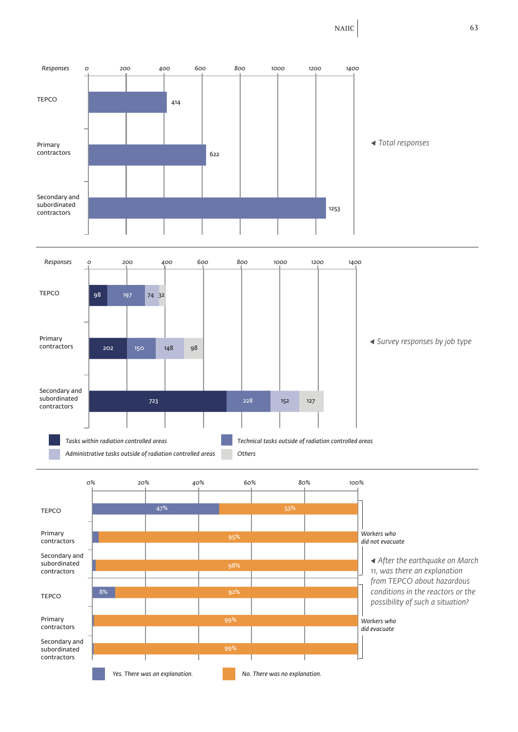**Total responses**

| Responses | Total |
|---|---|
| TEPCO | 414 |
| Primary contractors | 622 |
| Secondary and subordinated contractors | 1253 |

**Survey responses by job type**

| Responses | Tasks within radiation controlled areas | Technical tasks outside of radiation controlled areas | Administrative tasks outside of radiation controlled areas | Others |
|---|---|---|---|---|
| TEPCO | 98 | 197 | 74 | 32 |
| Primary contractors | 202 | 150 | 148 | 98 |
| Secondary and subordinated contractors | 723 | 228 | 152 | 127 |

**After the earthquake on March 11, was there an explanation from TEPCO about hazardous conditions in the reactors or the possibility of such a situation?**

| | | Yes. There was an explanation. | No. There was no explanation. |
|---|---|---|---|
| Workers who did not evacuate | TEPCO | 47% | 53% |
| | Primary contractors | | 95% |
| | Secondary and subordinated contractors | | 98% |
| Workers who did evacuate | TEPCO | 8% | 92% |
| | Primary contractors | | 99% |
| | Secondary and subordinated contractors | | 99% |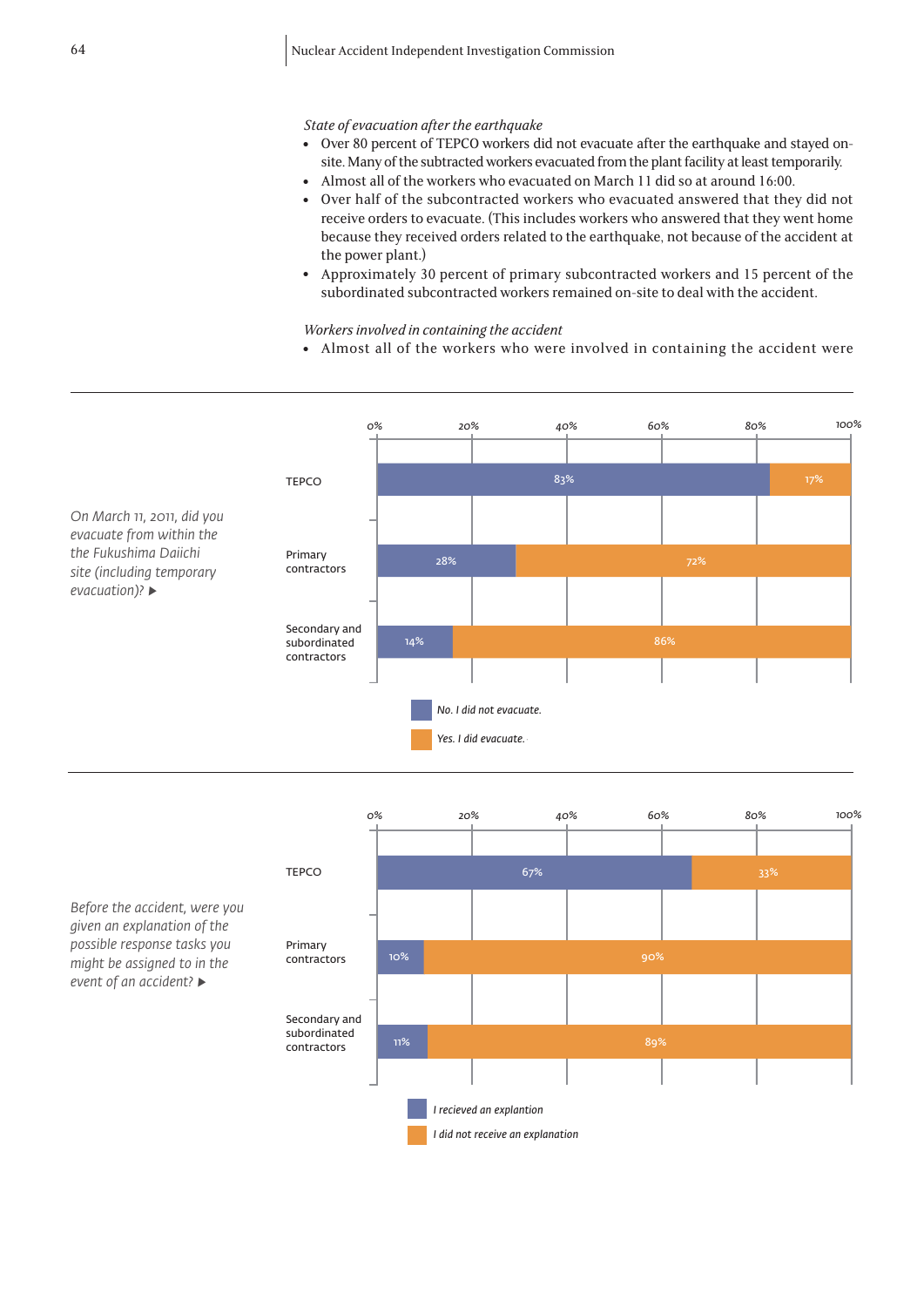*State of evacuation after the earthquake*

- Over 80 percent of TEPCO workers did not evacuate after the earthquake and stayed on-site. Many of the subtracted workers evacuated from the plant facility at least temporarily.
- Almost all of the workers who evacuated on March 11 did so at around 16:00.
- Over half of the subcontracted workers who evacuated answered that they did not receive orders to evacuate. (This includes workers who answered that they went home because they received orders related to the earthquake, not because of the accident at the power plant.)
- Approximately 30 percent of primary subcontracted workers and 15 percent of the subordinated subcontracted workers remained on-site to deal with the accident.

*Workers involved in containing the accident*

- Almost all of the workers who were involved in containing the accident were

*On March 11, 2011, did you evacuate from within the the Fukushima Daiichi site (including temporary evacuation)?* ▶

| | No. I did not evacuate. | Yes. I did evacuate. |
|---|---|---|
| TEPCO | 83% | 17% |
| Primary contractors | 28% | 72% |
| Secondary and subordinated contractors | 14% | 86% |

*Before the accident, were you given an explanation of the possible response tasks you might be assigned to in the event of an accident?* ▶

| | I recieved an explantion | I did not receive an explanation |
|---|---|---|
| TEPCO | 67% | 33% |
| Primary contractors | 10% | 90% |
| Secondary and subordinated contractors | 11% | 89% |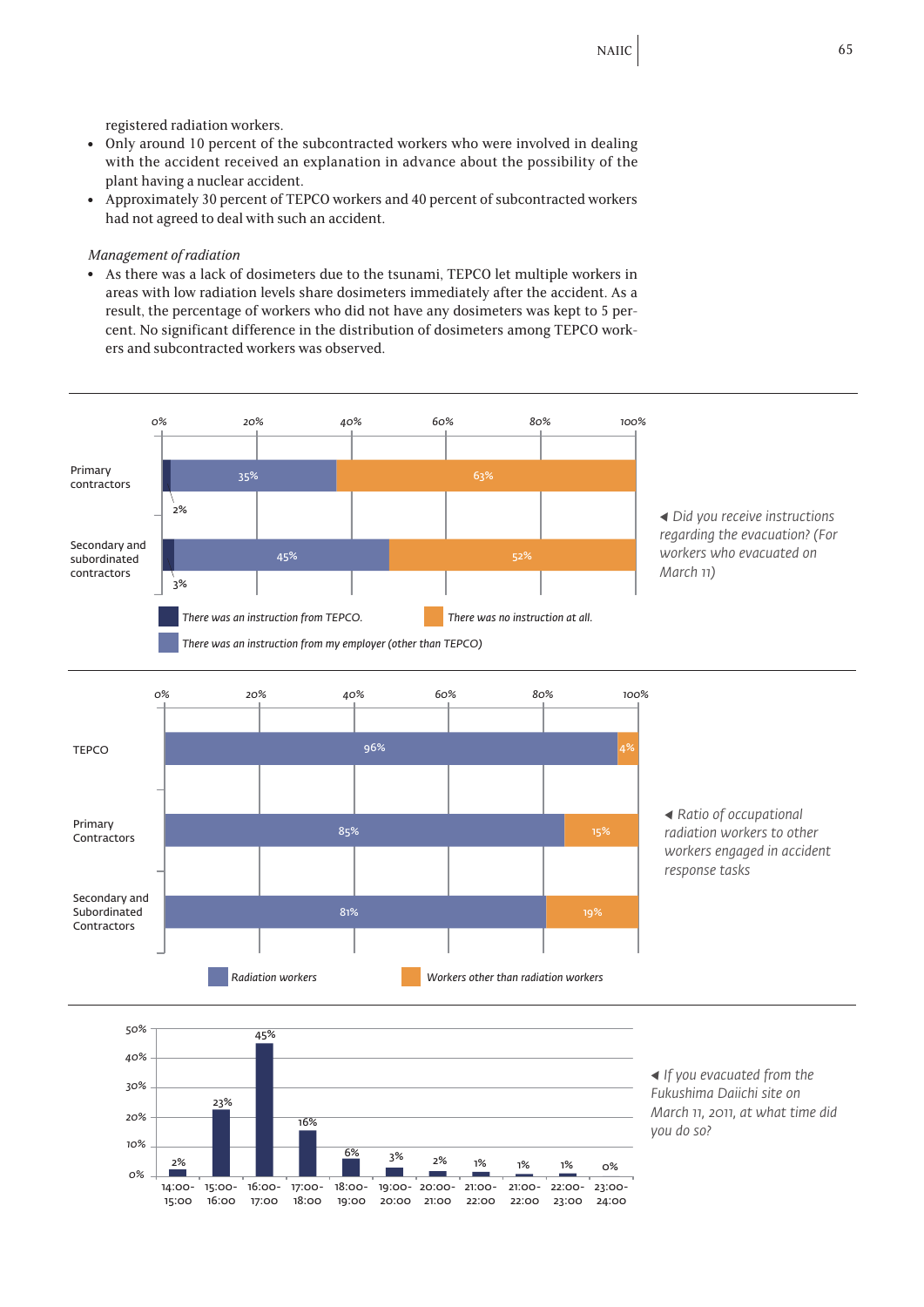registered radiation workers.

- Only around 10 percent of the subcontracted workers who were involved in dealing with the accident received an explanation in advance about the possibility of the plant having a nuclear accident.
- Approximately 30 percent of TEPCO workers and 40 percent of subcontracted workers had not agreed to deal with such an accident.

*Management of radiation*

- As there was a lack of dosimeters due to the tsunami, TEPCO let multiple workers in areas with low radiation levels share dosimeters immediately after the accident. As a result, the percentage of workers who did not have any dosimeters was kept to 5 percent. No significant difference in the distribution of dosimeters among TEPCO workers and subcontracted workers was observed.

◀ *Did you receive instructions regarding the evacuation? (For workers who evacuated on March 11)*

| | There was an instruction from TEPCO. | There was an instruction from my employer (other than TEPCO) | There was no instruction at all. |
|---|---|---|---|
| Primary contractors | 2% | 35% | 63% |
| Secondary and subordinated contractors | 3% | 45% | 52% |

◀ *Ratio of occupational radiation workers to other workers engaged in accident response tasks*

| | Radiation workers | Workers other than radiation workers |
|---|---|---|
| TEPCO | 96% | 4% |
| Primary Contractors | 85% | 15% |
| Secondary and Subordinated Contractors | 81% | 19% |

◀ *If you evacuated from the Fukushima Daiichi site on March 11, 2011, at what time did you do so?*

| Time | % |
|---|---|
| 14:00-15:00 | 2% |
| 15:00-16:00 | 23% |
| 16:00-17:00 | 45% |
| 17:00-18:00 | 16% |
| 18:00-19:00 | 6% |
| 19:00-20:00 | 3% |
| 20:00-21:00 | 2% |
| 21:00-22:00 | 1% |
| 21:00-22:00 | 1% |
| 22:00-23:00 | 1% |
| 23:00-24:00 | 0% |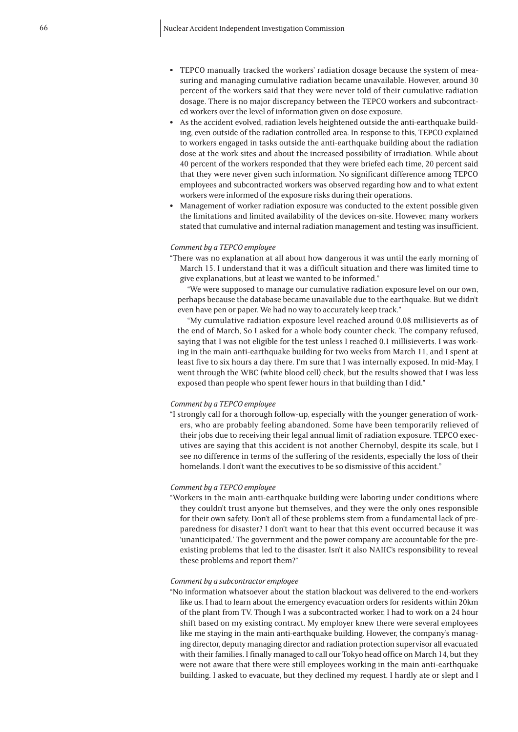- TEPCO manually tracked the workers' radiation dosage because the system of measuring and managing cumulative radiation became unavailable. However, around 30 percent of the workers said that they were never told of their cumulative radiation dosage. There is no major discrepancy between the TEPCO workers and subcontracted workers over the level of information given on dose exposure.
- As the accident evolved, radiation levels heightened outside the anti-earthquake building, even outside of the radiation controlled area. In response to this, TEPCO explained to workers engaged in tasks outside the anti-earthquake building about the radiation dose at the work sites and about the increased possibility of irradiation. While about 40 percent of the workers responded that they were briefed each time, 20 percent said that they were never given such information. No significant difference among TEPCO employees and subcontracted workers was observed regarding how and to what extent workers were informed of the exposure risks during their operations.
- Management of worker radiation exposure was conducted to the extent possible given the limitations and limited availability of the devices on-site. However, many workers stated that cumulative and internal radiation management and testing was insufficient.

*Comment by a TEPCO employee*

"There was no explanation at all about how dangerous it was until the early morning of March 15. I understand that it was a difficult situation and there was limited time to give explanations, but at least we wanted to be informed."

"We were supposed to manage our cumulative radiation exposure level on our own, perhaps because the database became unavailable due to the earthquake. But we didn't even have pen or paper. We had no way to accurately keep track."

"My cumulative radiation exposure level reached around 0.08 millisieverts as of the end of March, So I asked for a whole body counter check. The company refused, saying that I was not eligible for the test unless I reached 0.1 millisieverts. I was working in the main anti-earthquake building for two weeks from March 11, and I spent at least five to six hours a day there. I'm sure that I was internally exposed. In mid-May, I went through the WBC (white blood cell) check, but the results showed that I was less exposed than people who spent fewer hours in that building than I did."

*Comment by a TEPCO employee*

"I strongly call for a thorough follow-up, especially with the younger generation of workers, who are probably feeling abandoned. Some have been temporarily relieved of their jobs due to receiving their legal annual limit of radiation exposure. TEPCO executives are saying that this accident is not another Chernobyl, despite its scale, but I see no difference in terms of the suffering of the residents, especially the loss of their homelands. I don't want the executives to be so dismissive of this accident."

*Comment by a TEPCO employee*

"Workers in the main anti-earthquake building were laboring under conditions where they couldn't trust anyone but themselves, and they were the only ones responsible for their own safety. Don't all of these problems stem from a fundamental lack of preparedness for disaster? I don't want to hear that this event occurred because it was 'unanticipated.' The government and the power company are accountable for the pre-existing problems that led to the disaster. Isn't it also NAIIC's responsibility to reveal these problems and report them?"

*Comment by a subcontractor employee*

"No information whatsoever about the station blackout was delivered to the end-workers like us. I had to learn about the emergency evacuation orders for residents within 20km of the plant from TV. Though I was a subcontracted worker, I had to work on a 24 hour shift based on my existing contract. My employer knew there were several employees like me staying in the main anti-earthquake building. However, the company's managing director, deputy managing director and radiation protection supervisor all evacuated with their families. I finally managed to call our Tokyo head office on March 14, but they were not aware that there were still employees working in the main anti-earthquake building. I asked to evacuate, but they declined my request. I hardly ate or slept and I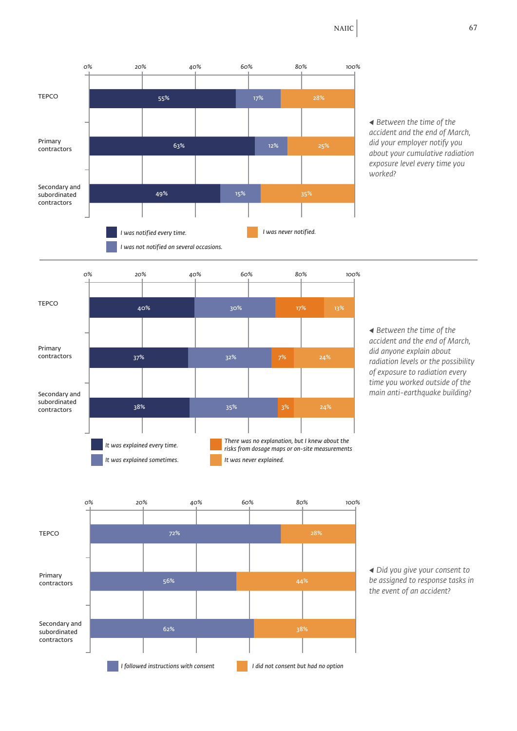◀ *Between the time of the accident and the end of March, did your employer notify you about your cumulative radiation exposure level every time you worked?*

| | I was notified every time. | I was not notified on several occasions. | I was never notified. |
|---|---|---|---|
| TEPCO | 55% | 17% | 28% |
| Primary contractors | 63% | 12% | 25% |
| Secondary and subordinated contractors | 49% | 15% | 35% |

◀ *Between the time of the accident and the end of March, did anyone explain about radiation levels or the possibility of exposure to radiation every time you worked outside of the main anti-earthquake building?*

| | It was explained every time. | It was explained sometimes. | There was no explanation, but I knew about the risks from dosage maps or on-site measurements | It was never explained. |
|---|---|---|---|---|
| TEPCO | 40% | 30% | 17% | 13% |
| Primary contractors | 37% | 32% | 7% | 24% |
| Secondary and subordinated contractors | 38% | 35% | 3% | 24% |

◀ *Did you give your consent to be assigned to response tasks in the event of an accident?*

| | I followed instructions with consent | I did not consent but had no option |
|---|---|---|
| TEPCO | 72% | 28% |
| Primary contractors | 56% | 44% |
| Secondary and subordinated contractors | 62% | 38% |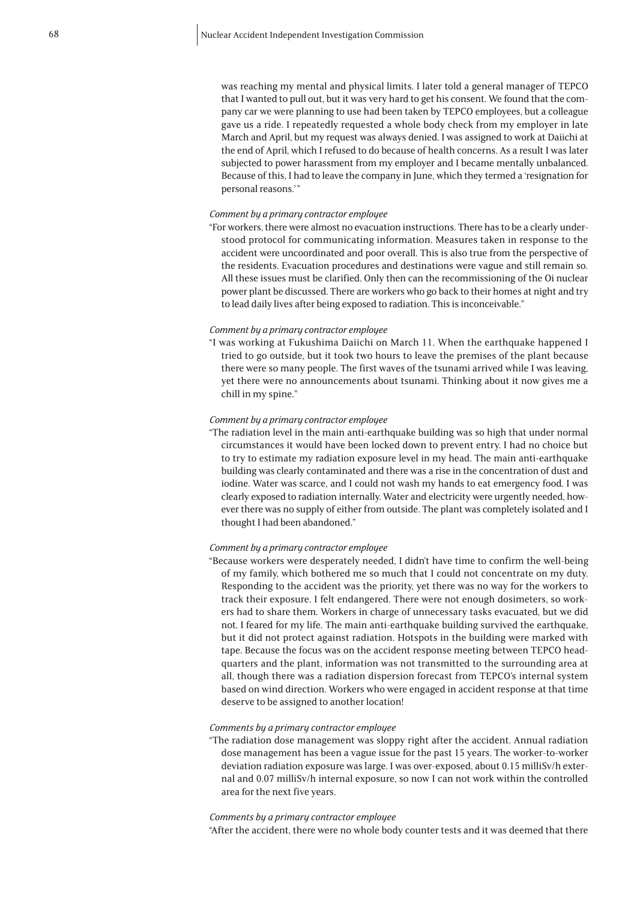was reaching my mental and physical limits. I later told a general manager of TEPCO that I wanted to pull out, but it was very hard to get his consent. We found that the company car we were planning to use had been taken by TEPCO employees, but a colleague gave us a ride. I repeatedly requested a whole body check from my employer in late March and April, but my request was always denied. I was assigned to work at Daiichi at the end of April, which I refused to do because of health concerns. As a result I was later subjected to power harassment from my employer and I became mentally unbalanced. Because of this, I had to leave the company in June, which they termed a 'resignation for personal reasons.'"

*Comment by a primary contractor employee*

"For workers, there were almost no evacuation instructions. There has to be a clearly understood protocol for communicating information. Measures taken in response to the accident were uncoordinated and poor overall. This is also true from the perspective of the residents. Evacuation procedures and destinations were vague and still remain so. All these issues must be clarified. Only then can the recommissioning of the Oi nuclear power plant be discussed. There are workers who go back to their homes at night and try to lead daily lives after being exposed to radiation. This is inconceivable."

*Comment by a primary contractor employee*

"I was working at Fukushima Daiichi on March 11. When the earthquake happened I tried to go outside, but it took two hours to leave the premises of the plant because there were so many people. The first waves of the tsunami arrived while I was leaving, yet there were no announcements about tsunami. Thinking about it now gives me a chill in my spine."

*Comment by a primary contractor employee*

"The radiation level in the main anti-earthquake building was so high that under normal circumstances it would have been locked down to prevent entry. I had no choice but to try to estimate my radiation exposure level in my head. The main anti-earthquake building was clearly contaminated and there was a rise in the concentration of dust and iodine. Water was scarce, and I could not wash my hands to eat emergency food. I was clearly exposed to radiation internally. Water and electricity were urgently needed, however there was no supply of either from outside. The plant was completely isolated and I thought I had been abandoned."

*Comment by a primary contractor employee*

"Because workers were desperately needed, I didn't have time to confirm the well-being of my family, which bothered me so much that I could not concentrate on my duty. Responding to the accident was the priority, yet there was no way for the workers to track their exposure. I felt endangered. There were not enough dosimeters, so workers had to share them. Workers in charge of unnecessary tasks evacuated, but we did not. I feared for my life. The main anti-earthquake building survived the earthquake, but it did not protect against radiation. Hotspots in the building were marked with tape. Because the focus was on the accident response meeting between TEPCO headquarters and the plant, information was not transmitted to the surrounding area at all, though there was a radiation dispersion forecast from TEPCO's internal system based on wind direction. Workers who were engaged in accident response at that time deserve to be assigned to another location!

*Comments by a primary contractor employee*

"The radiation dose management was sloppy right after the accident. Annual radiation dose management has been a vague issue for the past 15 years. The worker-to-worker deviation radiation exposure was large. I was over-exposed, about 0.15 milliSv/h external and 0.07 milliSv/h internal exposure, so now I can not work within the controlled area for the next five years.

*Comments by a primary contractor employee*

"After the accident, there were no whole body counter tests and it was deemed that there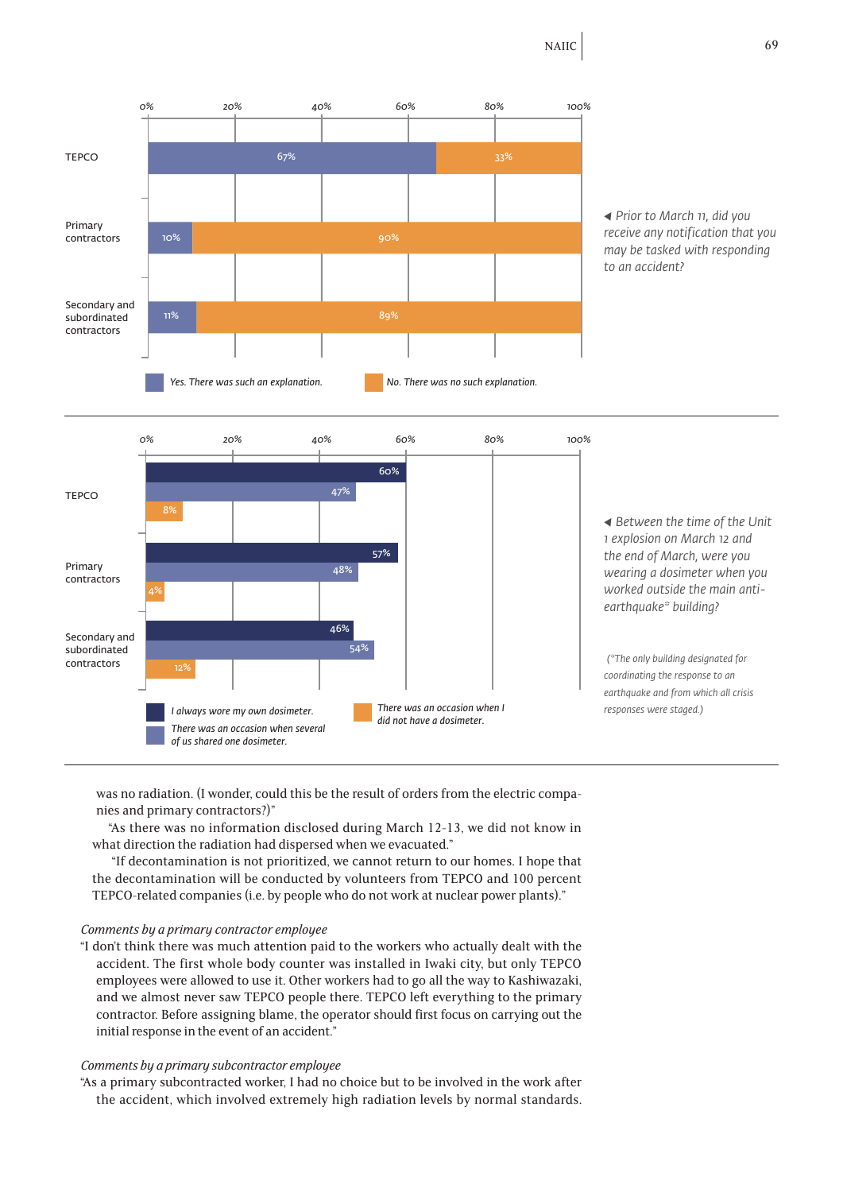| | Yes. There was such an explanation. | No. There was no such explanation. |
|---|---|---|
| TEPCO | 67% | 33% |
| Primary contractors | 10% | 90% |
| Secondary and subordinated contractors | 11% | 89% |

◀ *Prior to March 11, did you receive any notification that you may be tasked with responding to an accident?*

| | I always wore my own dosimeter. | There was an occasion when several of us shared one dosimeter. | There was an occasion when I did not have a dosimeter. |
|---|---|---|---|
| TEPCO | 60% | 47% | 8% |
| Primary contractors | 57% | 48% | 4% |
| Secondary and subordinated contractors | 46% | 54% | 12% |

◀ *Between the time of the Unit 1 explosion on March 12 and the end of March, were you wearing a dosimeter when you worked outside the main anti-earthquake* building?*

*(*The only building designated for coordinating the response to an earthquake and from which all crisis responses were staged.)*

was no radiation. (I wonder, could this be the result of orders from the electric companies and primary contractors?)"

"As there was no information disclosed during March 12-13, we did not know in what direction the radiation had dispersed when we evacuated."

"If decontamination is not prioritized, we cannot return to our homes. I hope that the decontamination will be conducted by volunteers from TEPCO and 100 percent TEPCO-related companies (i.e. by people who do not work at nuclear power plants)."

*Comments by a primary contractor employee*

"I don't think there was much attention paid to the workers who actually dealt with the accident. The first whole body counter was installed in Iwaki city, but only TEPCO employees were allowed to use it. Other workers had to go all the way to Kashiwazaki, and we almost never saw TEPCO people there. TEPCO left everything to the primary contractor. Before assigning blame, the operator should first focus on carrying out the initial response in the event of an accident."

*Comments by a primary subcontractor employee*

"As a primary subcontracted worker, I had no choice but to be involved in the work after the accident, which involved extremely high radiation levels by normal standards.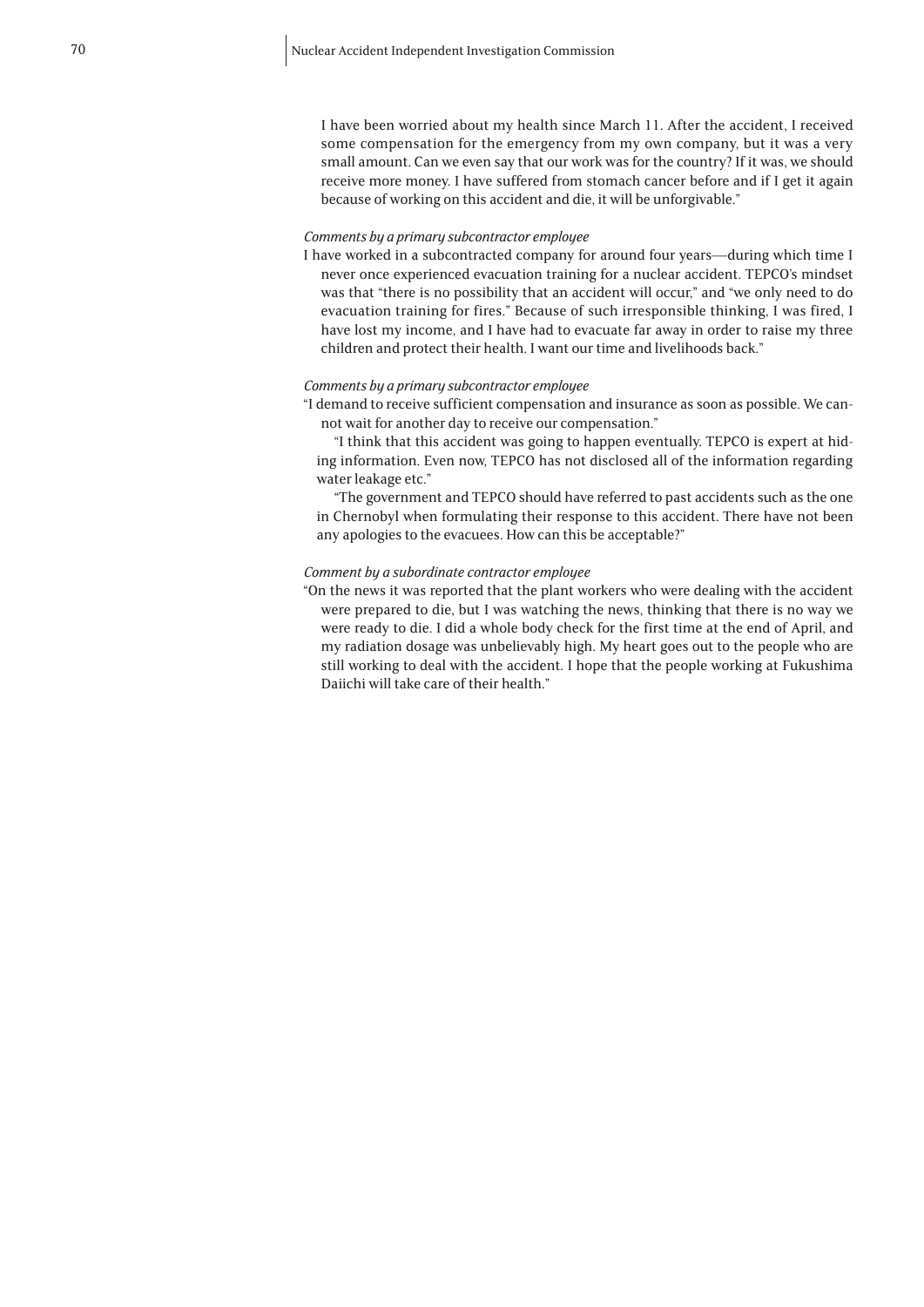I have been worried about my health since March 11. After the accident, I received some compensation for the emergency from my own company, but it was a very small amount. Can we even say that our work was for the country? If it was, we should receive more money. I have suffered from stomach cancer before and if I get it again because of working on this accident and die, it will be unforgivable."

*Comments by a primary subcontractor employee*

I have worked in a subcontracted company for around four years—during which time I never once experienced evacuation training for a nuclear accident. TEPCO's mindset was that "there is no possibility that an accident will occur," and "we only need to do evacuation training for fires." Because of such irresponsible thinking, I was fired, I have lost my income, and I have had to evacuate far away in order to raise my three children and protect their health. I want our time and livelihoods back."

*Comments by a primary subcontractor employee*

"I demand to receive sufficient compensation and insurance as soon as possible. We cannot wait for another day to receive our compensation."

"I think that this accident was going to happen eventually. TEPCO is expert at hiding information. Even now, TEPCO has not disclosed all of the information regarding water leakage etc."

"The government and TEPCO should have referred to past accidents such as the one in Chernobyl when formulating their response to this accident. There have not been any apologies to the evacuees. How can this be acceptable?"

*Comment by a subordinate contractor employee*

"On the news it was reported that the plant workers who were dealing with the accident were prepared to die, but I was watching the news, thinking that there is no way we were ready to die. I did a whole body check for the first time at the end of April, and my radiation dosage was unbelievably high. My heart goes out to the people who are still working to deal with the accident. I hope that the people working at Fukushima Daiichi will take care of their health."